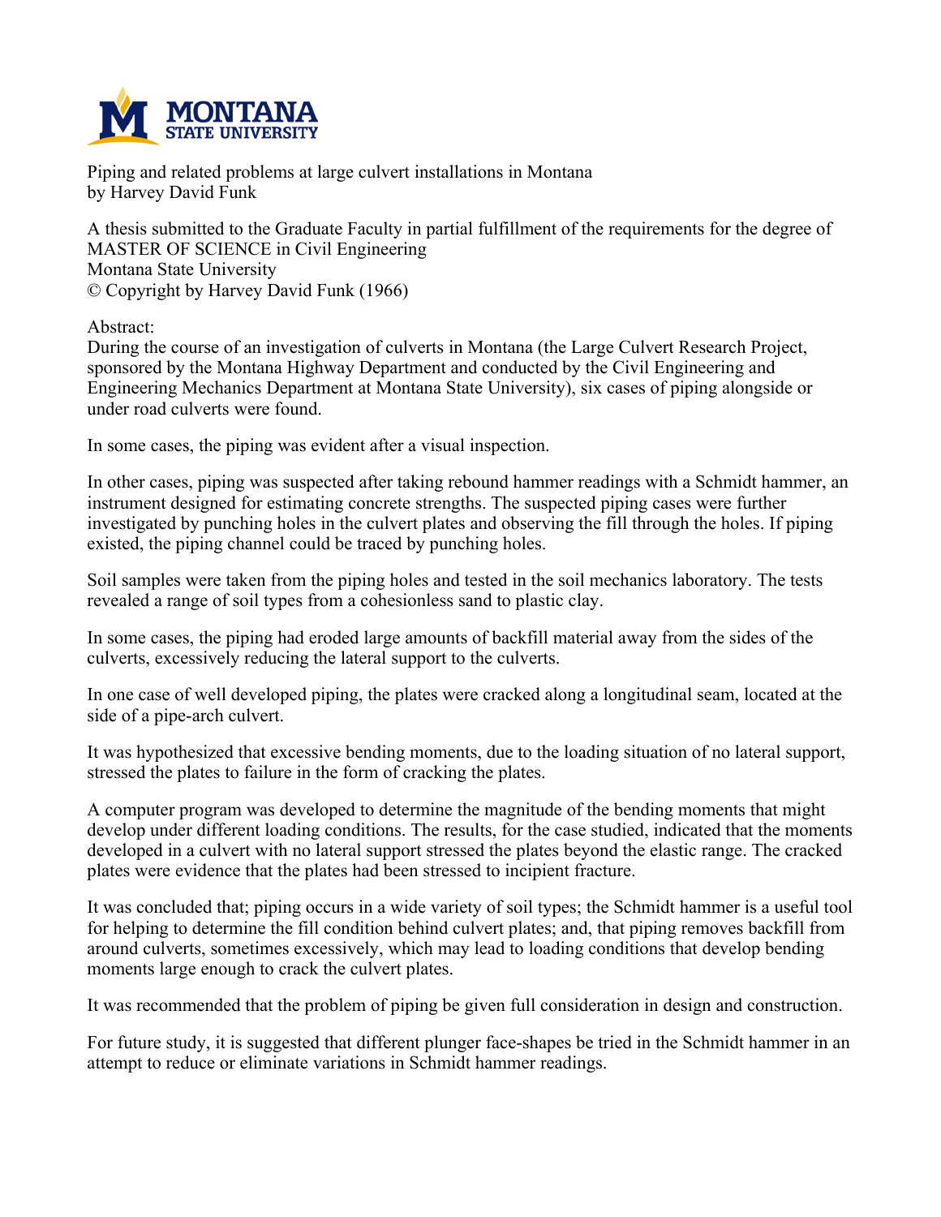Piping and related problems at large culvert installations in Montana
by Harvey David Funk

A thesis submitted to the Graduate Faculty in partial fulfillment of the requirements for the degree of MASTER OF SCIENCE in Civil Engineering
Montana State University
© Copyright by Harvey David Funk (1966)

Abstract:
During the course of an investigation of culverts in Montana (the Large Culvert Research Project, sponsored by the Montana Highway Department and conducted by the Civil Engineering and Engineering Mechanics Department at Montana State University), six cases of piping alongside or under road culverts were found.

In some cases, the piping was evident after a visual inspection.

In other cases, piping was suspected after taking rebound hammer readings with a Schmidt hammer, an instrument designed for estimating concrete strengths. The suspected piping cases were further investigated by punching holes in the culvert plates and observing the fill through the holes. If piping existed, the piping channel could be traced by punching holes.

Soil samples were taken from the piping holes and tested in the soil mechanics laboratory. The tests revealed a range of soil types from a cohesionless sand to plastic clay.

In some cases, the piping had eroded large amounts of backfill material away from the sides of the culverts, excessively reducing the lateral support to the culverts.

In one case of well developed piping, the plates were cracked along a longitudinal seam, located at the side of a pipe-arch culvert.

It was hypothesized that excessive bending moments, due to the loading situation of no lateral support, stressed the plates to failure in the form of cracking the plates.

A computer program was developed to determine the magnitude of the bending moments that might develop under different loading conditions. The results, for the case studied, indicated that the moments developed in a culvert with no lateral support stressed the plates beyond the elastic range. The cracked plates were evidence that the plates had been stressed to incipient fracture.

It was concluded that; piping occurs in a wide variety of soil types; the Schmidt hammer is a useful tool for helping to determine the fill condition behind culvert plates; and, that piping removes backfill from around culverts, sometimes excessively, which may lead to loading conditions that develop bending moments large enough to crack the culvert plates.

It was recommended that the problem of piping be given full consideration in design and construction.

For future study, it is suggested that different plunger face-shapes be tried in the Schmidt hammer in an attempt to reduce or eliminate variations in Schmidt hammer readings.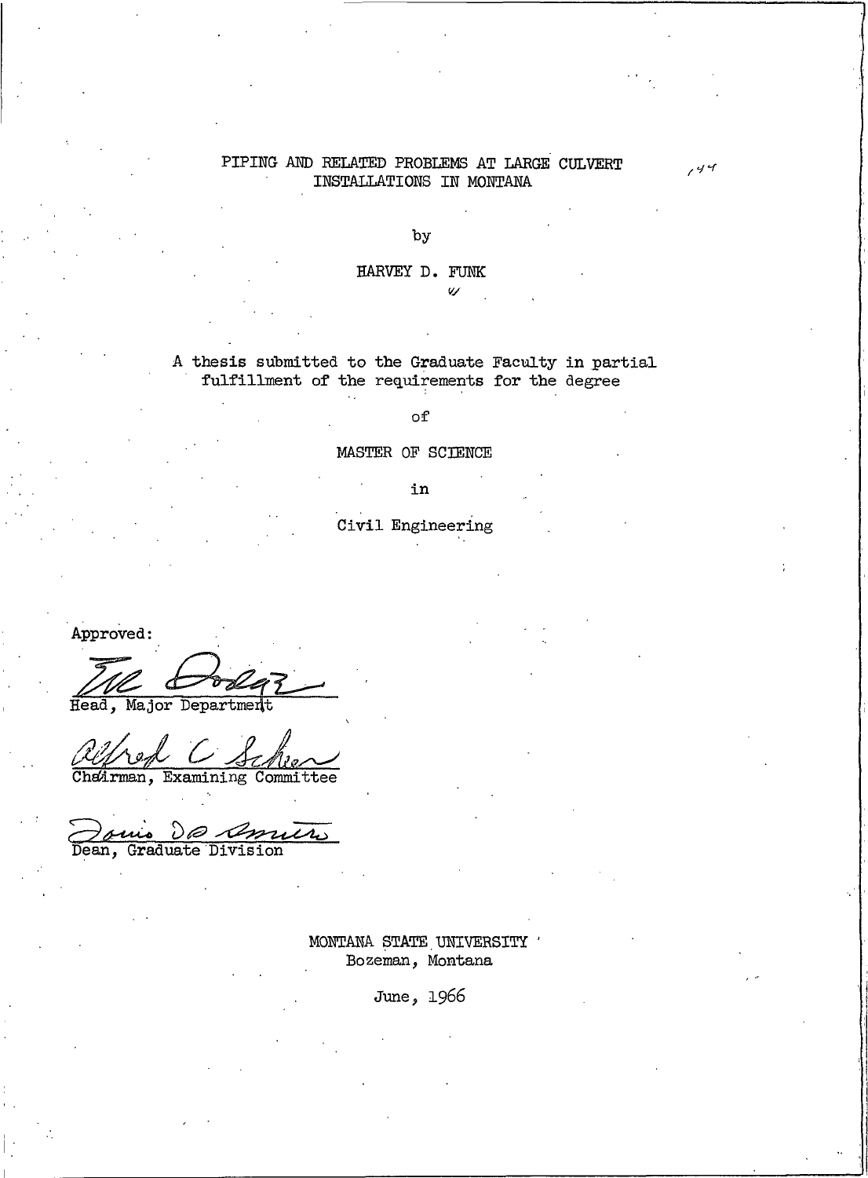# PIPING AND RELATED PROBLEMS AT LARGE CULVERT INSTALLATIONS IN MONTANA

by

HARVEY D. FUNK

A thesis submitted to the Graduate Faculty in partial fulfillment of the requirements for the degree

of

MASTER OF SCIENCE

in

Civil Engineering

Approved:

Head, Major Department

Chairman, Examining Committee

Dean, Graduate Division

MONTANA STATE UNIVERSITY
Bozeman, Montana

June, 1966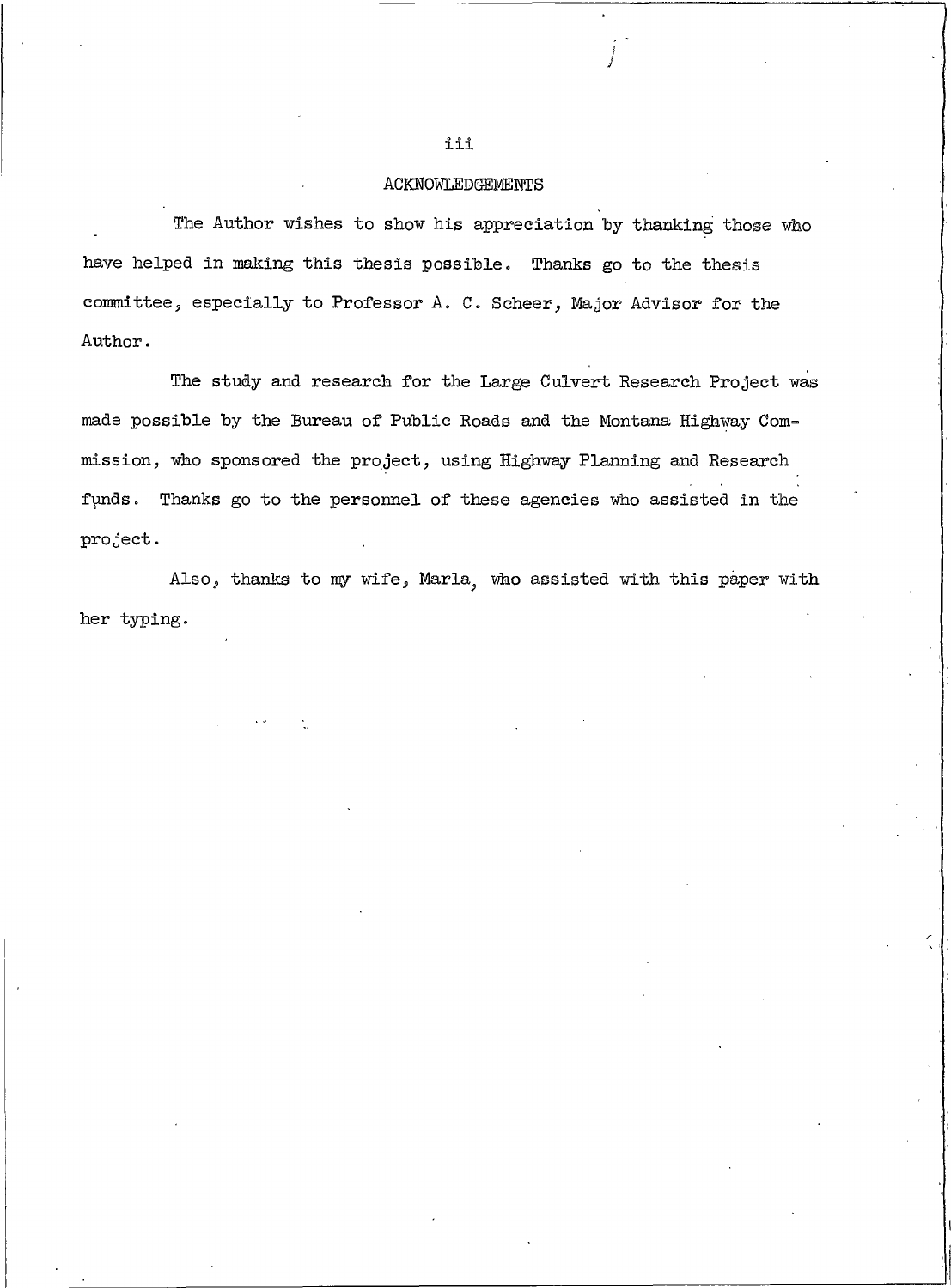## ACKNOWLEDGEMENTS

The Author wishes to show his appreciation by thanking those who have helped in making this thesis possible. Thanks go to the thesis committee, especially to Professor A. C. Scheer, Major Advisor for the Author.

The study and research for the Large Culvert Research Project was made possible by the Bureau of Public Roads and the Montana Highway Commission, who sponsored the project, using Highway Planning and Research funds. Thanks go to the personnel of these agencies who assisted in the project.

Also, thanks to my wife, Marla, who assisted with this paper with her typing.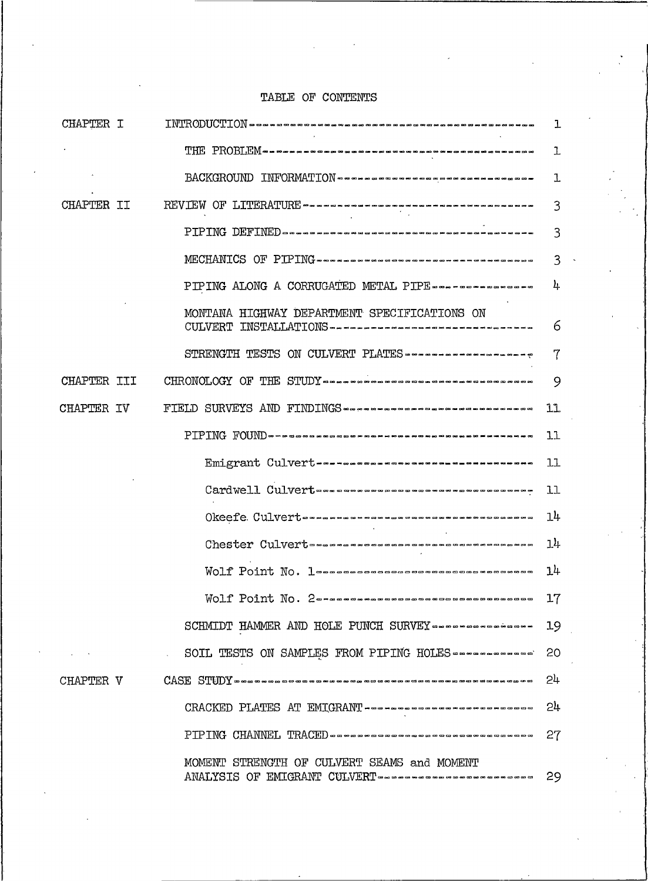# TABLE OF CONTENTS

| | | |
|---|---|---|
| CHAPTER I | INTRODUCTION | 1 |
| | THE PROBLEM | 1 |
| | BACKGROUND INFORMATION | 1 |
| CHAPTER II | REVIEW OF LITERATURE | 3 |
| | PIPING DEFINED | 3 |
| | MECHANICS OF PIPING | 3 |
| | PIPING ALONG A CORRUGATED METAL PIPE | 4 |
| | MONTANA HIGHWAY DEPARTMENT SPECIFICATIONS ON CULVERT INSTALLATIONS | 6 |
| | STRENGTH TESTS ON CULVERT PLATES | 7 |
| CHAPTER III | CHRONOLOGY OF THE STUDY | 9 |
| CHAPTER IV | FIELD SURVEYS AND FINDINGS | 11 |
| | PIPING FOUND | 11 |
| | Emigrant Culvert | 11 |
| | Cardwell Culvert | 11 |
| | Okeefe Culvert | 14 |
| | Chester Culvert | 14 |
| | Wolf Point No. 1 | 14 |
| | Wolf Point No. 2 | 17 |
| | SCHMIDT HAMMER AND HOLE PUNCH SURVEY | 19 |
| | SOIL TESTS ON SAMPLES FROM PIPING HOLES | 20 |
| CHAPTER V | CASE STUDY | 24 |
| | CRACKED PLATES AT EMIGRANT | 24 |
| | PIPING CHANNEL TRACED | 27 |
| | MOMENT STRENGTH OF CULVERT SEAMS and MOMENT ANALYSIS OF EMIGRANT CULVERT | 29 |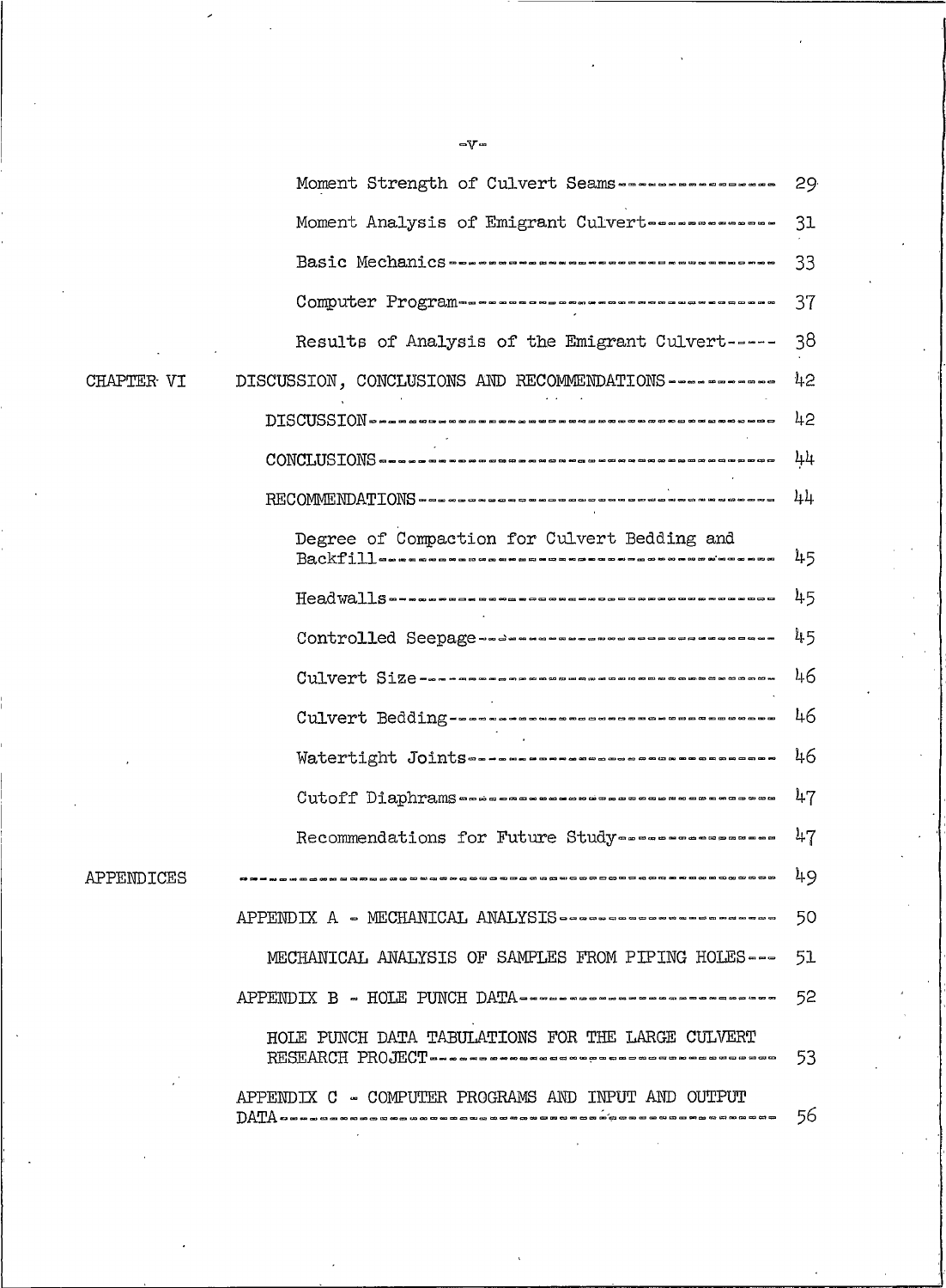| | | |
|---|---|---|
| | Moment Strength of Culvert Seams | 29 |
| | Moment Analysis of Emigrant Culvert | 31 |
| | Basic Mechanics | 33 |
| | Computer Program | 37 |
| | Results of Analysis of the Emigrant Culvert | 38 |
| CHAPTER VI | DISCUSSION, CONCLUSIONS AND RECOMMENDATIONS | 42 |
| | DISCUSSION | 42 |
| | CONCLUSIONS | 44 |
| | RECOMMENDATIONS | 44 |
| | Degree of Compaction for Culvert Bedding and Backfill | 45 |
| | Headwalls | 45 |
| | Controlled Seepage | 45 |
| | Culvert Size | 46 |
| | Culvert Bedding | 46 |
| | Watertight Joints | 46 |
| | Cutoff Diaphrams | 47 |
| | Recommendations for Future Study | 47 |
| APPENDICES | | 49 |
| | APPENDIX A - MECHANICAL ANALYSIS | 50 |
| | MECHANICAL ANALYSIS OF SAMPLES FROM PIPING HOLES | 51 |
| | APPENDIX B - HOLE PUNCH DATA | 52 |
| | HOLE PUNCH DATA TABULATIONS FOR THE LARGE CULVERT RESEARCH PROJECT | 53 |
| | APPENDIX C - COMPUTER PROGRAMS AND INPUT AND OUTPUT DATA | 56 |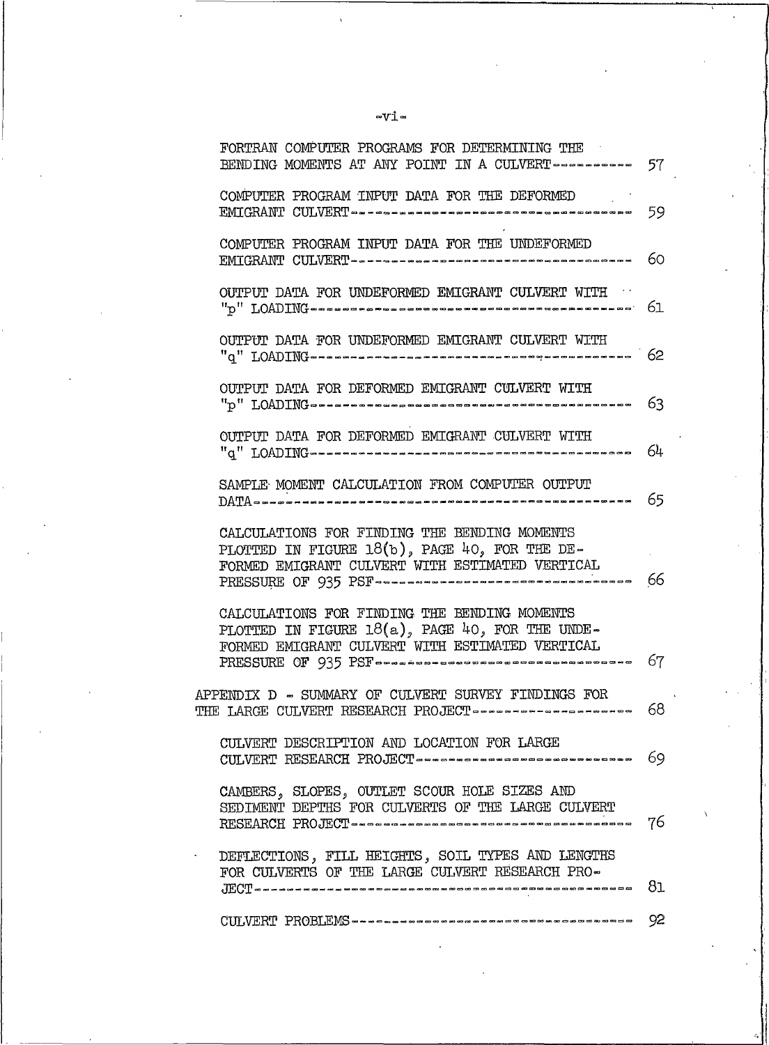| | |
|---|---|
| FORTRAN COMPUTER PROGRAMS FOR DETERMINING THE BENDING MOMENTS AT ANY POINT IN A CULVERT | 57 |
| COMPUTER PROGRAM INPUT DATA FOR THE DEFORMED EMIGRANT CULVERT | 59 |
| COMPUTER PROGRAM INPUT DATA FOR THE UNDEFORMED EMIGRANT CULVERT | 60 |
| OUTPUT DATA FOR UNDEFORMED EMIGRANT CULVERT WITH "p" LOADING | 61 |
| OUTPUT DATA FOR UNDEFORMED EMIGRANT CULVERT WITH "q" LOADING | 62 |
| OUTPUT DATA FOR DEFORMED EMIGRANT CULVERT WITH "p" LOADING | 63 |
| OUTPUT DATA FOR DEFORMED EMIGRANT CULVERT WITH "q" LOADING | 64 |
| SAMPLE MOMENT CALCULATION FROM COMPUTER OUTPUT DATA | 65 |
| CALCULATIONS FOR FINDING THE BENDING MOMENTS PLOTTED IN FIGURE 18(b), PAGE 40, FOR THE DEFORMED EMIGRANT CULVERT WITH ESTIMATED VERTICAL PRESSURE OF 935 PSF | 66 |
| CALCULATIONS FOR FINDING THE BENDING MOMENTS PLOTTED IN FIGURE 18(a), PAGE 40, FOR THE UNDEFORMED EMIGRANT CULVERT WITH ESTIMATED VERTICAL PRESSURE OF 935 PSF | 67 |
| APPENDIX D - SUMMARY OF CULVERT SURVEY FINDINGS FOR THE LARGE CULVERT RESEARCH PROJECT | 68 |
| CULVERT DESCRIPTION AND LOCATION FOR LARGE CULVERT RESEARCH PROJECT | 69 |
| CAMBERS, SLOPES, OUTLET SCOUR HOLE SIZES AND SEDIMENT DEPTHS FOR CULVERTS OF THE LARGE CULVERT RESEARCH PROJECT | 76 |
| DEFLECTIONS, FILL HEIGHTS, SOIL TYPES AND LENGTHS FOR CULVERTS OF THE LARGE CULVERT RESEARCH PROJECT | 81 |
| CULVERT PROBLEMS | 92 |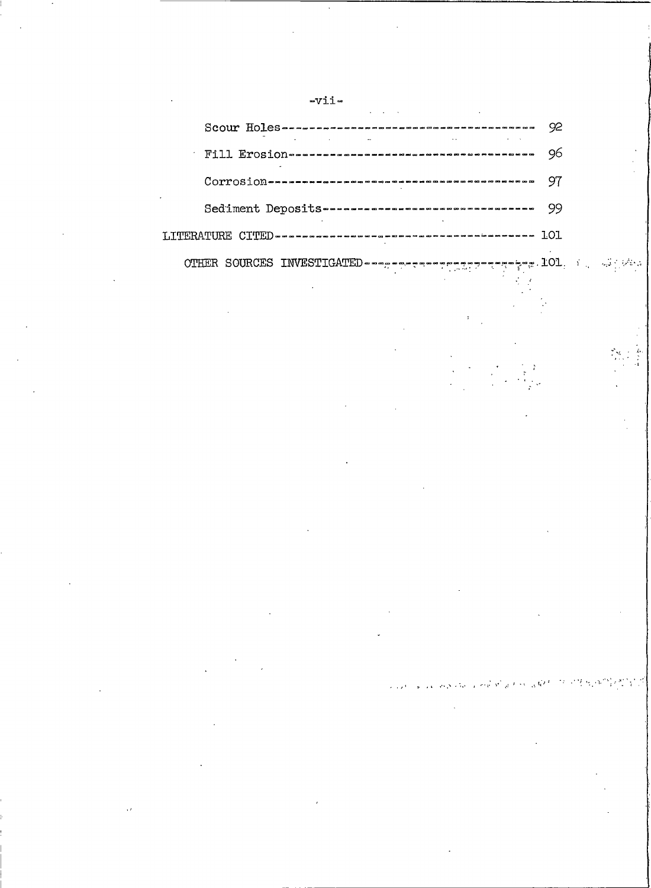| | |
|---|---|
| Scour Holes | 92 |
| Fill Erosion | 96 |
| Corrosion | 97 |
| Sediment Deposits | 99 |
| LITERATURE CITED | 101 |
| OTHER SOURCES INVESTIGATED | 101 |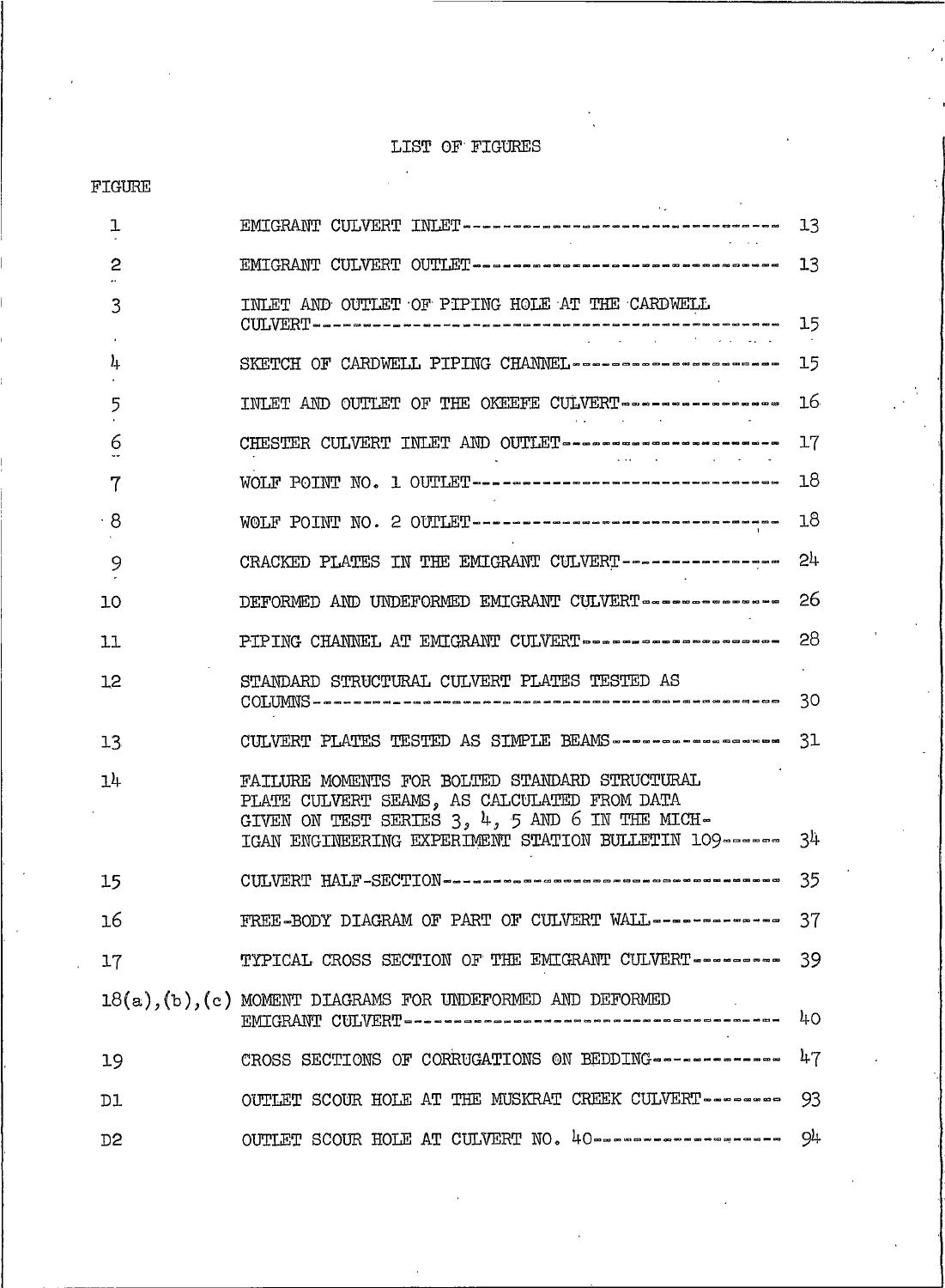# LIST OF FIGURES

| FIGURE | | |
|---|---|---|
| 1 | EMIGRANT CULVERT INLET | 13 |
| 2 | EMIGRANT CULVERT OUTLET | 13 |
| 3 | INLET AND OUTLET OF PIPING HOLE AT THE CARDWELL CULVERT | 15 |
| 4 | SKETCH OF CARDWELL PIPING CHANNEL | 15 |
| 5 | INLET AND OUTLET OF THE OKEEFE CULVERT | 16 |
| 6 | CHESTER CULVERT INLET AND OUTLET | 17 |
| 7 | WOLF POINT NO. 1 OUTLET | 18 |
| 8 | WOLF POINT NO. 2 OUTLET | 18 |
| 9 | CRACKED PLATES IN THE EMIGRANT CULVERT | 24 |
| 10 | DEFORMED AND UNDEFORMED EMIGRANT CULVERT | 26 |
| 11 | PIPING CHANNEL AT EMIGRANT CULVERT | 28 |
| 12 | STANDARD STRUCTURAL CULVERT PLATES TESTED AS COLUMNS | 30 |
| 13 | CULVERT PLATES TESTED AS SIMPLE BEAMS | 31 |
| 14 | FAILURE MOMENTS FOR BOLTED STANDARD STRUCTURAL PLATE CULVERT SEAMS, AS CALCULATED FROM DATA GIVEN ON TEST SERIES 3, 4, 5 AND 6 IN THE MICHIGAN ENGINEERING EXPERIMENT STATION BULLETIN 109 | 34 |
| 15 | CULVERT HALF-SECTION | 35 |
| 16 | FREE-BODY DIAGRAM OF PART OF CULVERT WALL | 37 |
| 17 | TYPICAL CROSS SECTION OF THE EMIGRANT CULVERT | 39 |
| 18(a),(b),(c) | MOMENT DIAGRAMS FOR UNDEFORMED AND DEFORMED EMIGRANT CULVERT | 40 |
| 19 | CROSS SECTIONS OF CORRUGATIONS ON BEDDING | 47 |
| D1 | OUTLET SCOUR HOLE AT THE MUSKRAT CREEK CULVERT | 93 |
| D2 | OUTLET SCOUR HOLE AT CULVERT NO. 40 | 94 |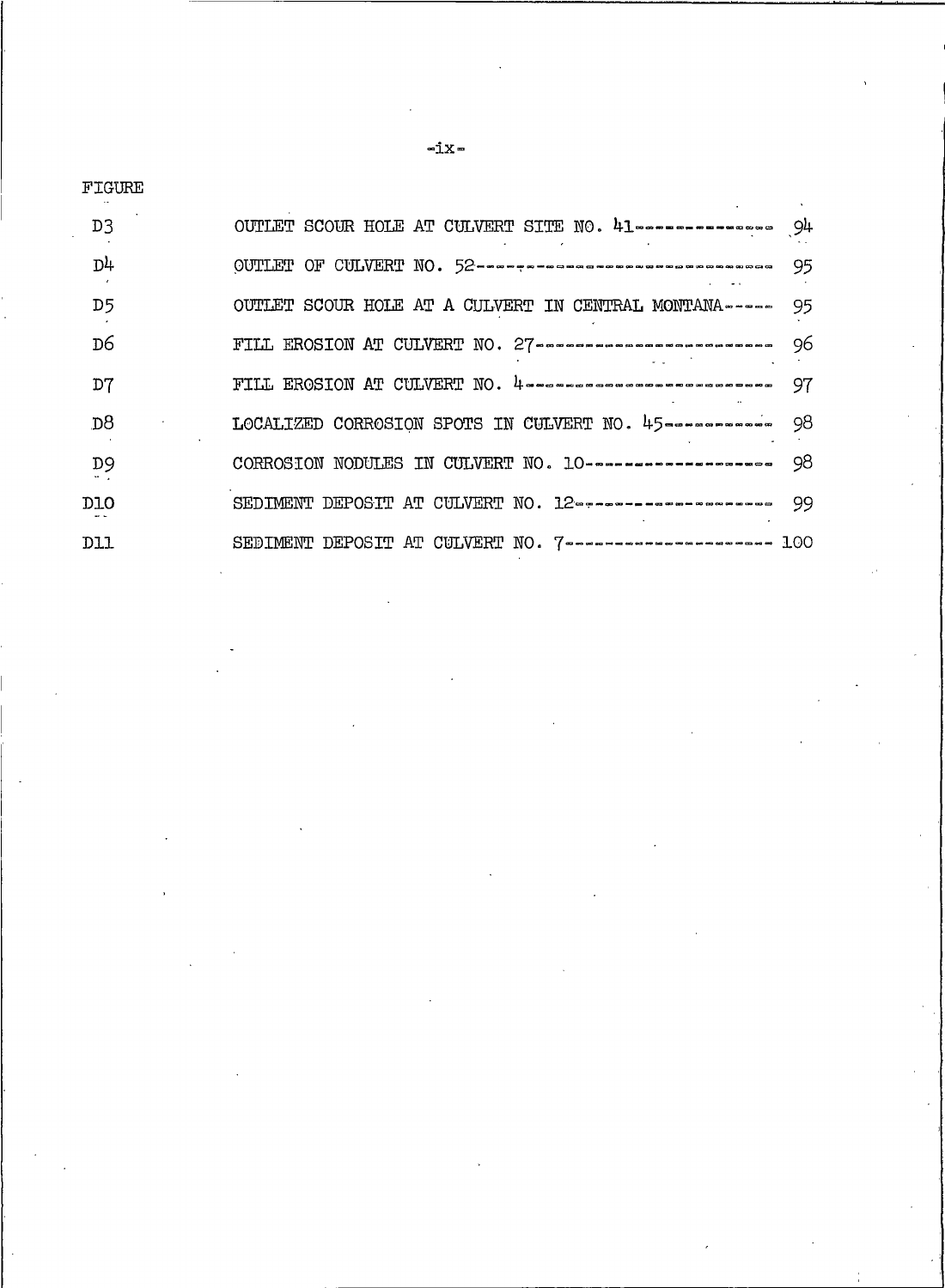| FIGURE | | |
|---|---|---|
| D3 | OUTLET SCOUR HOLE AT CULVERT SITE NO. 41 | 94 |
| D4 | OUTLET OF CULVERT NO. 52 | 95 |
| D5 | OUTLET SCOUR HOLE AT A CULVERT IN CENTRAL MONTANA | 95 |
| D6 | FILL EROSION AT CULVERT NO. 27 | 96 |
| D7 | FILL EROSION AT CULVERT NO. 4 | 97 |
| D8 | LOCALIZED CORROSION SPOTS IN CULVERT NO. 45 | 98 |
| D9 | CORROSION NODULES IN CULVERT NO. 10 | 98 |
| D10 | SEDIMENT DEPOSIT AT CULVERT NO. 12 | 99 |
| D11 | SEDIMENT DEPOSIT AT CULVERT NO. 7 | 100 |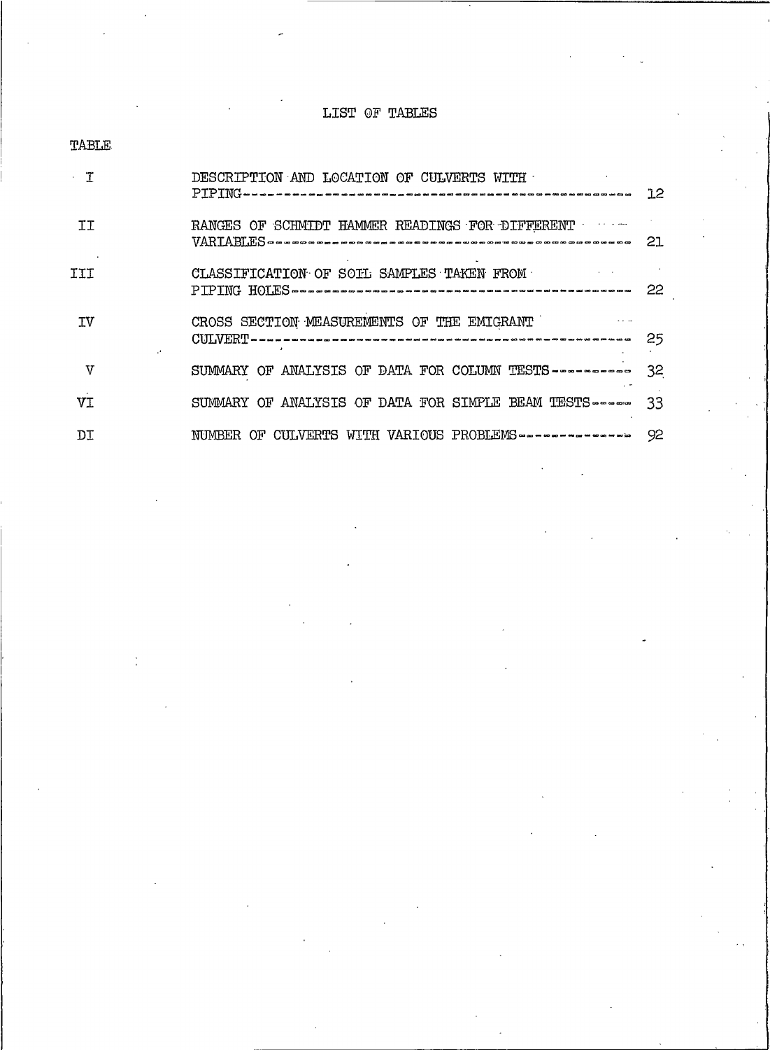# LIST OF TABLES

| TABLE | | |
|---|---|---|
| I | DESCRIPTION AND LOCATION OF CULVERTS WITH PIPING | 12 |
| II | RANGES OF SCHMIDT HAMMER READINGS FOR DIFFERENT VARIABLES | 21 |
| III | CLASSIFICATION OF SOIL SAMPLES TAKEN FROM PIPING HOLES | 22 |
| IV | CROSS SECTION MEASUREMENTS OF THE EMIGRANT CULVERT | 25 |
| V | SUMMARY OF ANALYSIS OF DATA FOR COLUMN TESTS | 32 |
| VI | SUMMARY OF ANALYSIS OF DATA FOR SIMPLE BEAM TESTS | 33 |
| DI | NUMBER OF CULVERTS WITH VARIOUS PROBLEMS | 92 |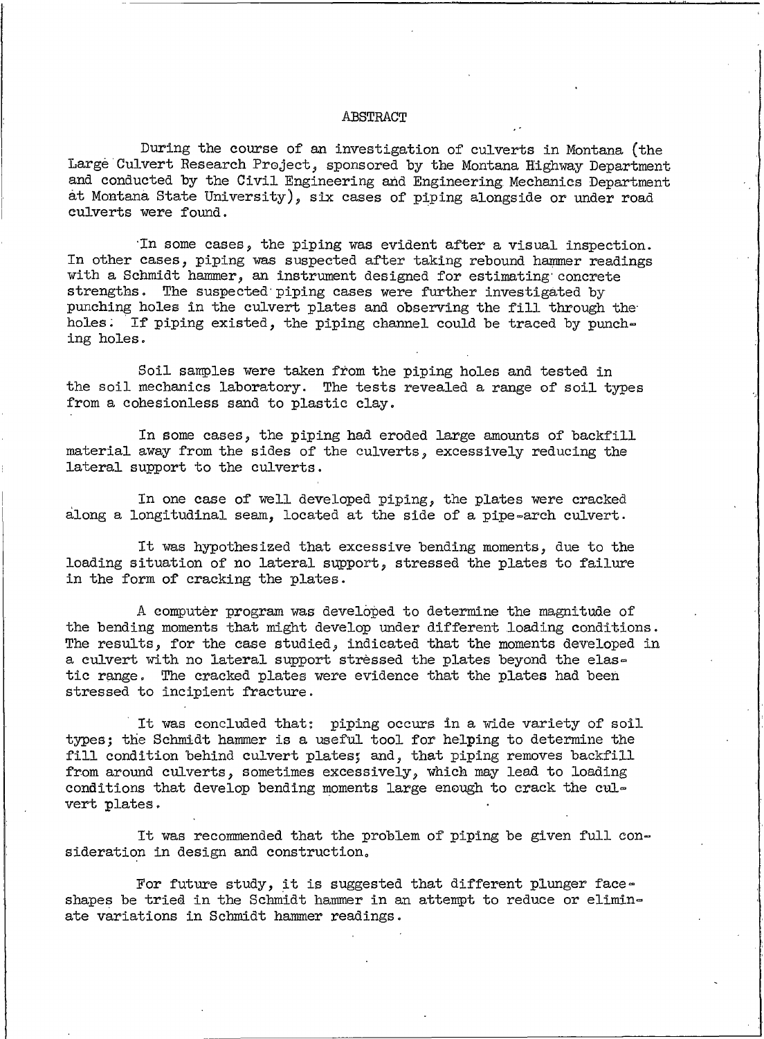# ABSTRACT

During the course of an investigation of culverts in Montana (the Large Culvert Research Project, sponsored by the Montana Highway Department and conducted by the Civil Engineering and Engineering Mechanics Department at Montana State University), six cases of piping alongside or under road culverts were found.

In some cases, the piping was evident after a visual inspection. In other cases, piping was suspected after taking rebound hammer readings with a Schmidt hammer, an instrument designed for estimating concrete strengths. The suspected piping cases were further investigated by punching holes in the culvert plates and observing the fill through the holes. If piping existed, the piping channel could be traced by punching holes.

Soil samples were taken from the piping holes and tested in the soil mechanics laboratory. The tests revealed a range of soil types from a cohesionless sand to plastic clay.

In some cases, the piping had eroded large amounts of backfill material away from the sides of the culverts, excessively reducing the lateral support to the culverts.

In one case of well developed piping, the plates were cracked along a longitudinal seam, located at the side of a pipe-arch culvert.

It was hypothesized that excessive bending moments, due to the loading situation of no lateral support, stressed the plates to failure in the form of cracking the plates.

A computer program was developed to determine the magnitude of the bending moments that might develop under different loading conditions. The results, for the case studied, indicated that the moments developed in a culvert with no lateral support stressed the plates beyond the elastic range. The cracked plates were evidence that the plates had been stressed to incipient fracture.

It was concluded that: piping occurs in a wide variety of soil types; the Schmidt hammer is a useful tool for helping to determine the fill condition behind culvert plates; and, that piping removes backfill from around culverts, sometimes excessively, which may lead to loading conditions that develop bending moments large enough to crack the culvert plates.

It was recommended that the problem of piping be given full consideration in design and construction.

For future study, it is suggested that different plunger face-shapes be tried in the Schmidt hammer in an attempt to reduce or eliminate variations in Schmidt hammer readings.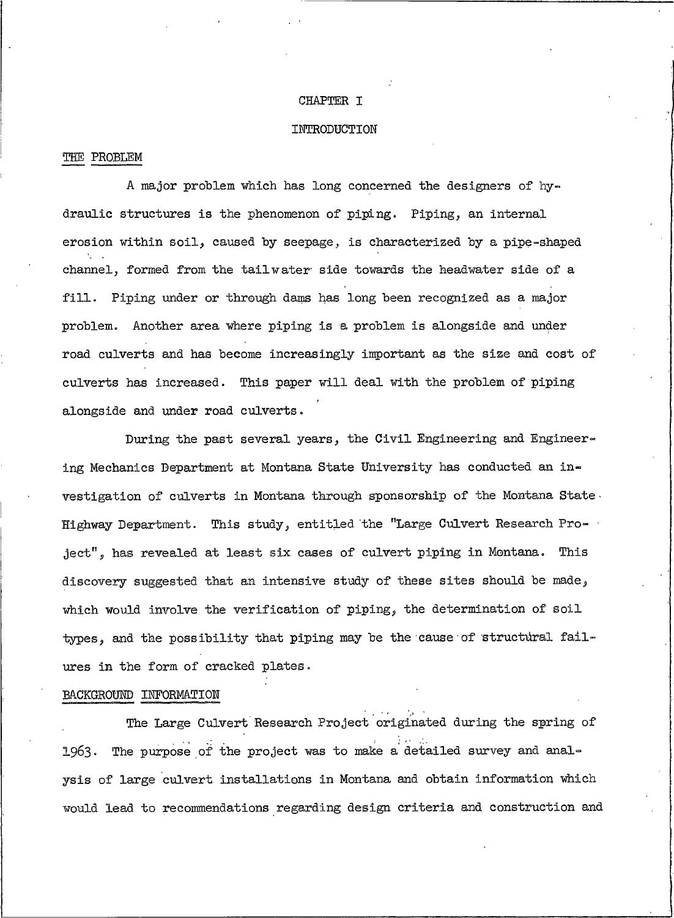# CHAPTER I

# INTRODUCTION

## THE PROBLEM

A major problem which has long concerned the designers of hydraulic structures is the phenomenon of piping. Piping, an internal erosion within soil, caused by seepage, is characterized by a pipe-shaped channel, formed from the tailwater side towards the headwater side of a fill. Piping under or through dams has long been recognized as a major problem. Another area where piping is a problem is alongside and under road culverts and has become increasingly important as the size and cost of culverts has increased. This paper will deal with the problem of piping alongside and under road culverts.

During the past several years, the Civil Engineering and Engineering Mechanics Department at Montana State University has conducted an investigation of culverts in Montana through sponsorship of the Montana State Highway Department. This study, entitled the "Large Culvert Research Project", has revealed at least six cases of culvert piping in Montana. This discovery suggested that an intensive study of these sites should be made, which would involve the verification of piping, the determination of soil types, and the possibility that piping may be the cause of structural failures in the form of cracked plates.

## BACKGROUND INFORMATION

The Large Culvert Research Project originated during the spring of 1963. The purpose of the project was to make a detailed survey and analysis of large culvert installations in Montana and obtain information which would lead to recommendations regarding design criteria and construction and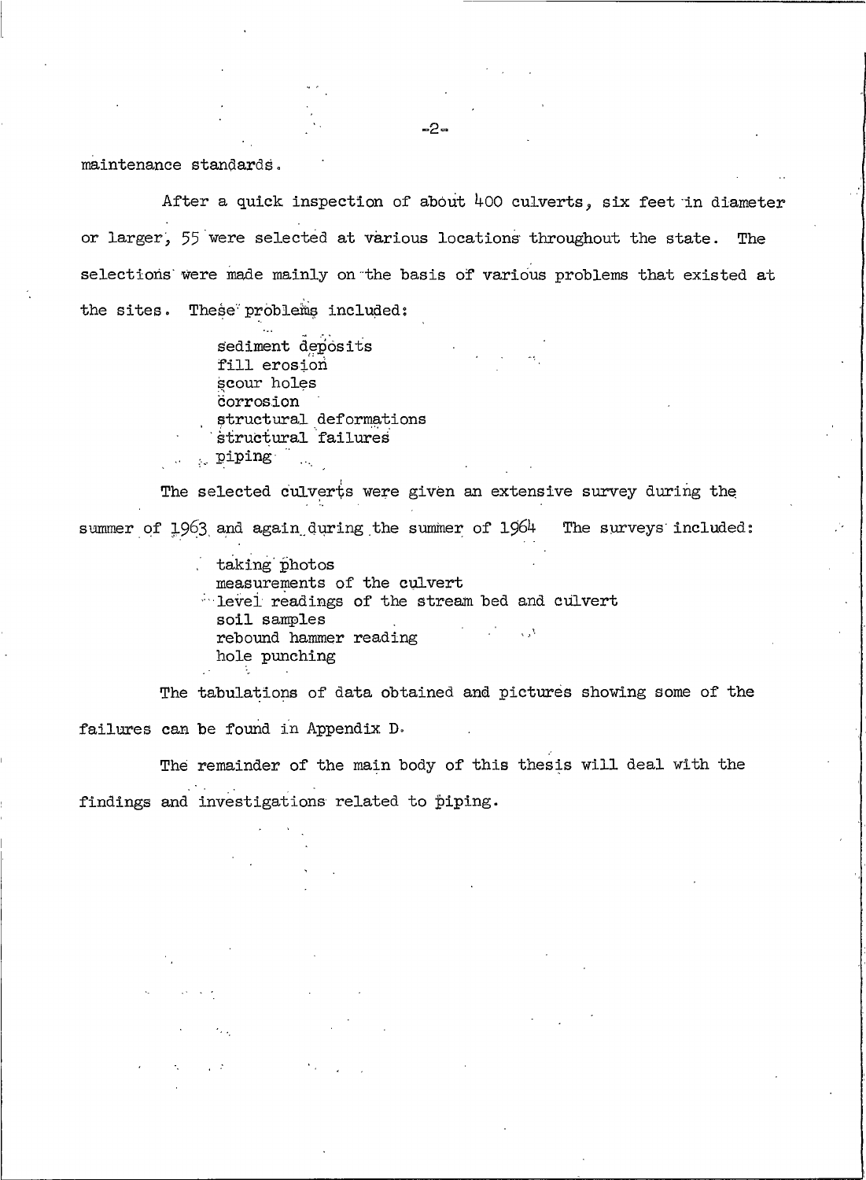maintenance standards.

After a quick inspection of about 400 culverts, six feet in diameter or larger, 55 were selected at various locations throughout the state. The selections were made mainly on the basis of various problems that existed at the sites. These problems included:

- sediment deposits
- fill erosion
- scour holes
- corrosion
- structural deformations
- structural failures
- piping

The selected culverts were given an extensive survey during the summer of 1963 and again during the summer of 1964 The surveys included:

- taking photos
- measurements of the culvert
- level readings of the stream bed and culvert
- soil samples
- rebound hammer reading
- hole punching

The tabulations of data obtained and pictures showing some of the failures can be found in Appendix D.

The remainder of the main body of this thesis will deal with the findings and investigations related to piping.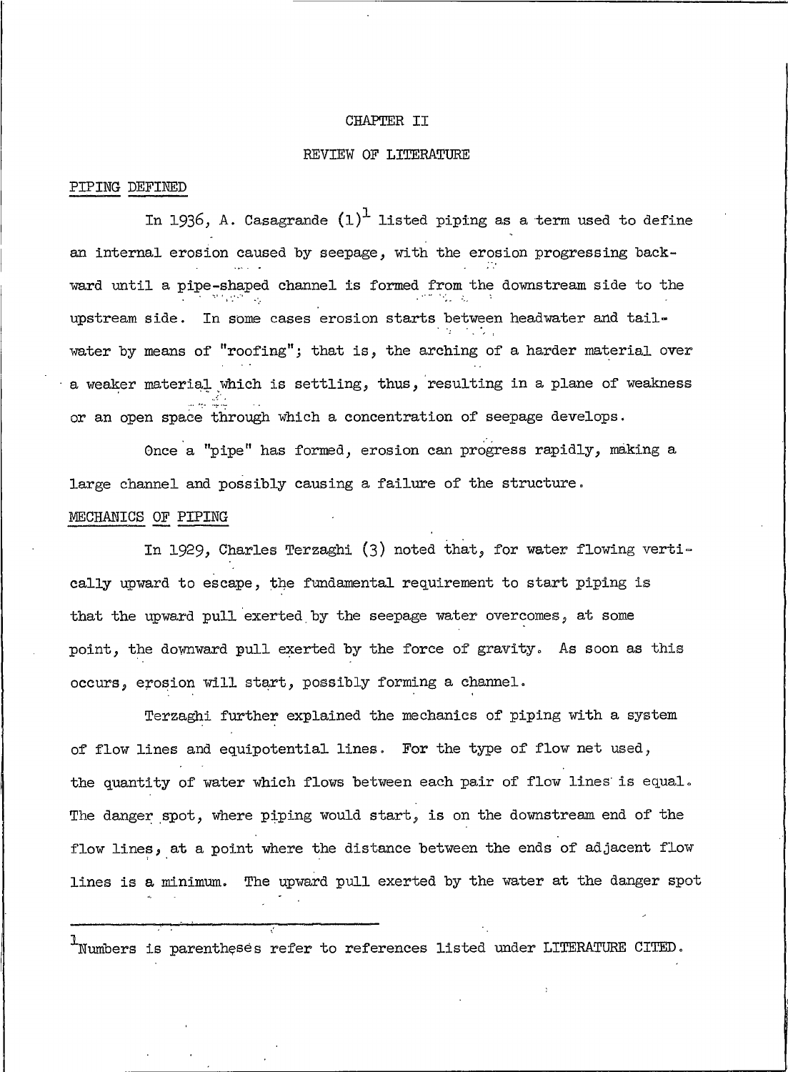# CHAPTER II

## REVIEW OF LITERATURE

### PIPING DEFINED

In 1936, A. Casagrande (1)[1] listed piping as a term used to define an internal erosion caused by seepage, with the erosion progressing backward until a pipe-shaped channel is formed from the downstream side to the upstream side. In some cases erosion starts between headwater and tailwater by means of "roofing"; that is, the arching of a harder material over a weaker material which is settling, thus, resulting in a plane of weakness or an open space through which a concentration of seepage develops.

Once a "pipe" has formed, erosion can progress rapidly, making a large channel and possibly causing a failure of the structure.

### MECHANICS OF PIPING

In 1929, Charles Terzaghi (3) noted that, for water flowing vertically upward to escape, the fundamental requirement to start piping is that the upward pull exerted by the seepage water overcomes, at some point, the downward pull exerted by the force of gravity. As soon as this occurs, erosion will start, possibly forming a channel.

Terzaghi further explained the mechanics of piping with a system of flow lines and equipotential lines. For the type of flow net used, the quantity of water which flows between each pair of flow lines is equal. The danger spot, where piping would start, is on the downstream end of the flow lines, at a point where the distance between the ends of adjacent flow lines is a minimum. The upward pull exerted by the water at the danger spot

---

[1] Numbers is parentheses refer to references listed under LITERATURE CITED.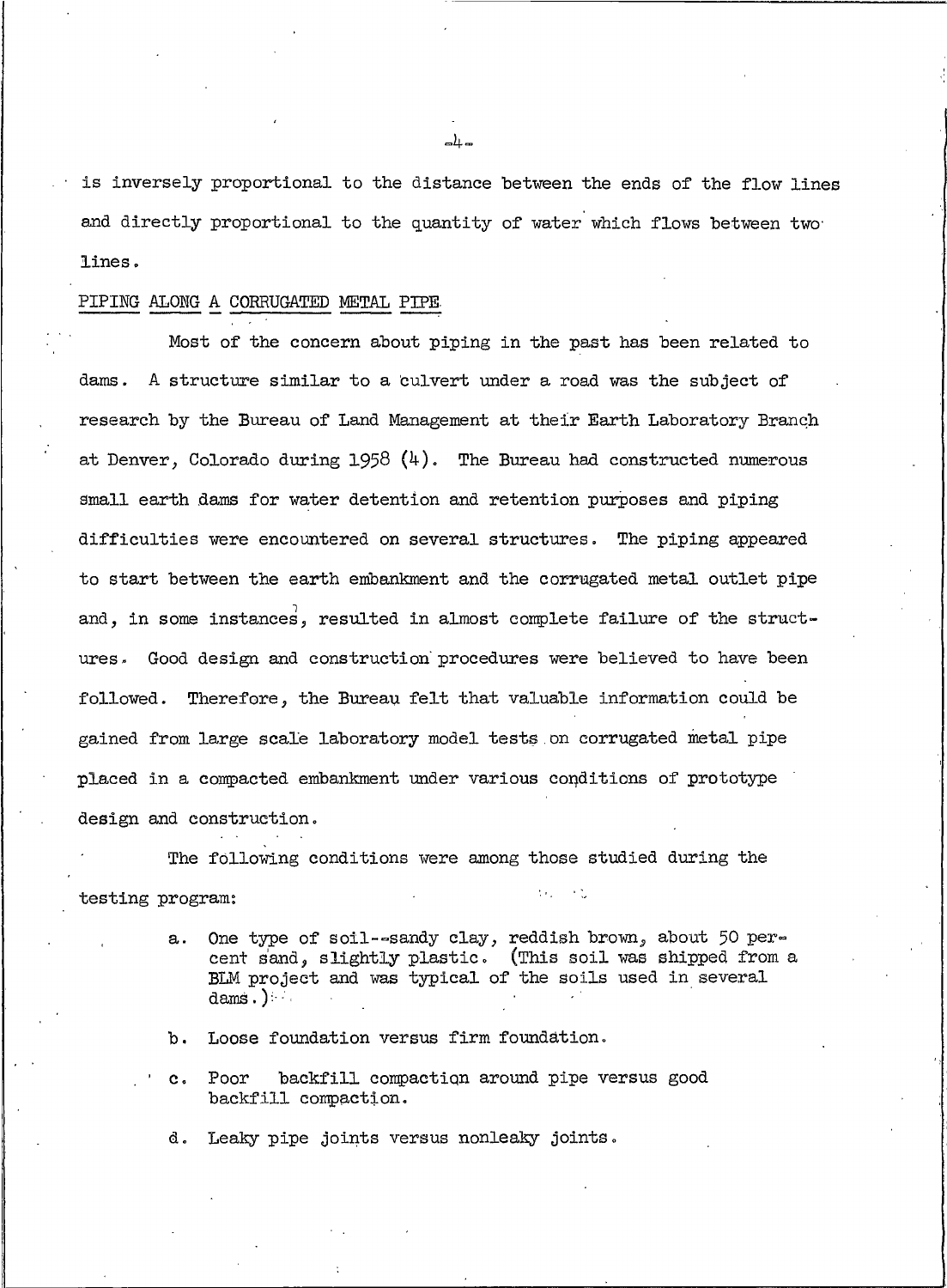is inversely proportional to the distance between the ends of the flow lines and directly proportional to the quantity of water which flows between two lines.

PIPING ALONG A CORRUGATED METAL PIPE

Most of the concern about piping in the past has been related to dams. A structure similar to a culvert under a road was the subject of research by the Bureau of Land Management at their Earth Laboratory Branch at Denver, Colorado during 1958 (4). The Bureau had constructed numerous small earth dams for water detention and retention purposes and piping difficulties were encountered on several structures. The piping appeared to start between the earth embankment and the corrugated metal outlet pipe and, in some instances, resulted in almost complete failure of the structures. Good design and construction procedures were believed to have been followed. Therefore, the Bureau felt that valuable information could be gained from large scale laboratory model tests on corrugated metal pipe placed in a compacted embankment under various conditions of prototype design and construction.

The following conditions were among those studied during the testing program:

a. One type of soil--sandy clay, reddish brown, about 50 percent sand, slightly plastic. (This soil was shipped from a BLM project and was typical of the soils used in several dams.)

b. Loose foundation versus firm foundation.

c. Poor backfill compaction around pipe versus good backfill compaction.

d. Leaky pipe joints versus nonleaky joints.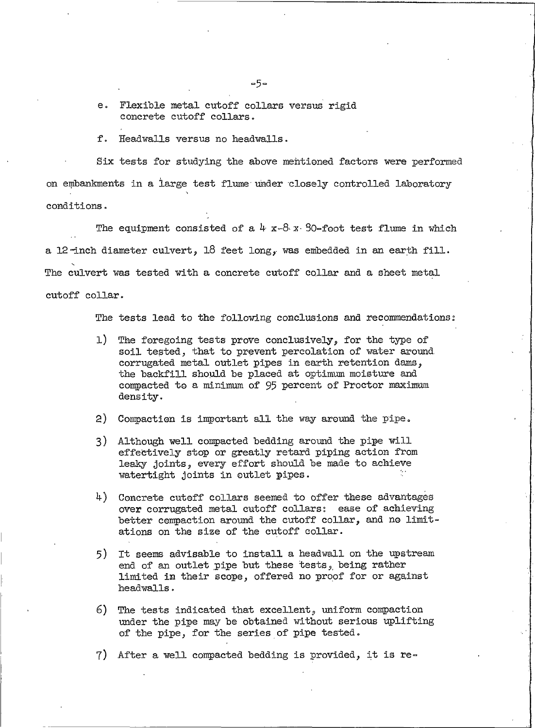e. Flexible metal cutoff collars versus rigid concrete cutoff collars.

f. Headwalls versus no headwalls.

Six tests for studying the above mentioned factors were performed on embankments in a large test flume under closely controlled laboratory conditions.

The equipment consisted of a 4 x 8 x 80-foot test flume in which a 12-inch diameter culvert, 18 feet long, was embedded in an earth fill. The culvert was tested with a concrete cutoff collar and a sheet metal cutoff collar.

The tests lead to the following conclusions and recommendations:

1) The foregoing tests prove conclusively, for the type of soil tested, that to prevent percolation of water around corrugated metal outlet pipes in earth retention dams, the backfill should be placed at optimum moisture and compacted to a minimum of 95 percent of Proctor maximum density.

2) Compaction is important all the way around the pipe.

3) Although well compacted bedding around the pipe will effectively stop or greatly retard piping action from leaky joints, every effort should be made to achieve watertight joints in outlet pipes.

4) Concrete cutoff collars seemed to offer these advantages over corrugated metal cutoff collars: ease of achieving better compaction around the cutoff collar, and no limitations on the size of the cutoff collar.

5) It seems advisable to install a headwall on the upstream end of an outlet pipe but these tests, being rather limited in their scope, offered no proof for or against headwalls.

6) The tests indicated that excellent, uniform compaction under the pipe may be obtained without serious uplifting of the pipe, for the series of pipe tested.

7) After a well compacted bedding is provided, it is re-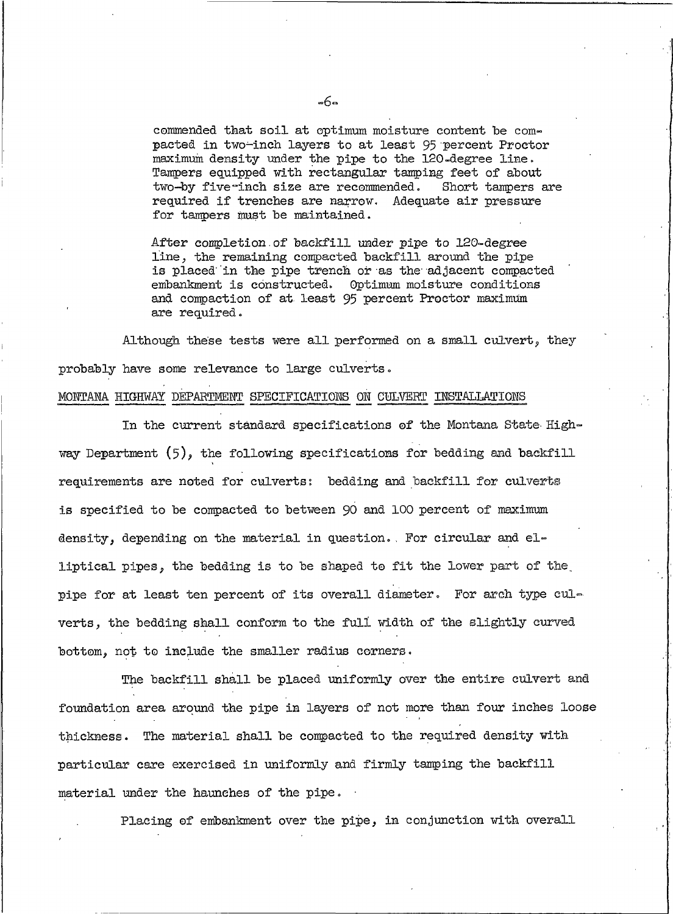commended that soil at optimum moisture content be compacted in two-inch layers to at least 95 percent Proctor maximum density under the pipe to the 120-degree line. Tampers equipped with rectangular tamping feet of about two-by five-inch size are recommended. Short tampers are required if trenches are narrow. Adequate air pressure for tampers must be maintained.

After completion of backfill under pipe to 120-degree line, the remaining compacted backfill around the pipe is placed in the pipe trench or as the adjacent compacted embankment is constructed. Optimum moisture conditions and compaction of at least 95 percent Proctor maximum are required.

Although these tests were all performed on a small culvert, they probably have some relevance to large culverts.

## MONTANA HIGHWAY DEPARTMENT SPECIFICATIONS ON CULVERT INSTALLATIONS

In the current standard specifications of the Montana State Highway Department (5), the following specifications for bedding and backfill requirements are noted for culverts: bedding and backfill for culverts is specified to be compacted to between 90 and 100 percent of maximum density, depending on the material in question. For circular and elliptical pipes, the bedding is to be shaped to fit the lower part of the pipe for at least ten percent of its overall diameter. For arch type culverts, the bedding shall conform to the full width of the slightly curved bottom, not to include the smaller radius corners.

The backfill shall be placed uniformly over the entire culvert and foundation area around the pipe in layers of not more than four inches loose thickness. The material shall be compacted to the required density with particular care exercised in uniformly and firmly tamping the backfill material under the haunches of the pipe.

Placing of embankment over the pipe, in conjunction with overall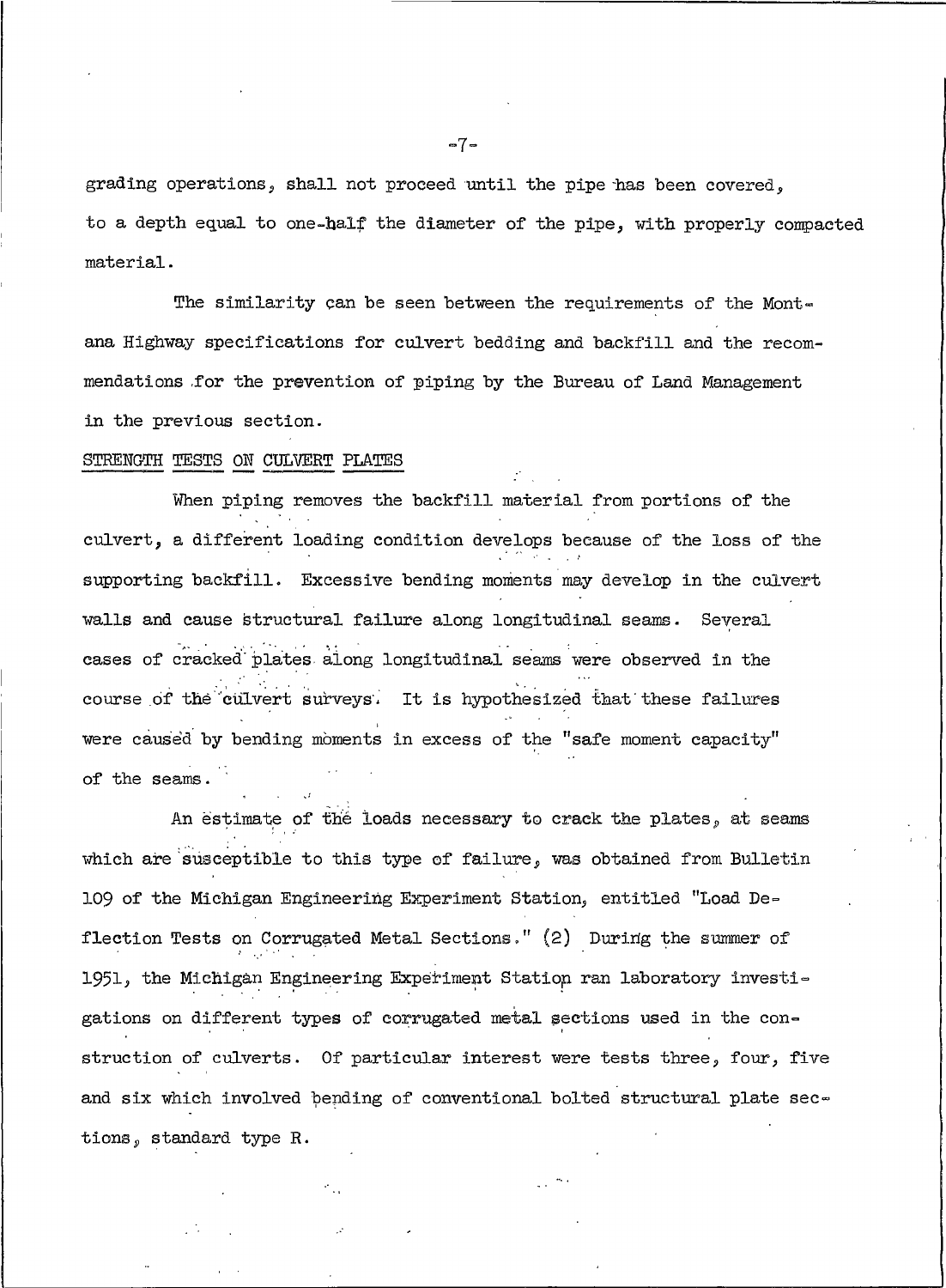grading operations, shall not proceed until the pipe has been covered, to a depth equal to one-half the diameter of the pipe, with properly compacted material.

The similarity can be seen between the requirements of the Montana Highway specifications for culvert bedding and backfill and the recommendations for the prevention of piping by the Bureau of Land Management in the previous section.

## STRENGTH TESTS ON CULVERT PLATES

When piping removes the backfill material from portions of the culvert, a different loading condition develops because of the loss of the supporting backfill. Excessive bending moments may develop in the culvert walls and cause structural failure along longitudinal seams. Several cases of cracked plates along longitudinal seams were observed in the course of the culvert surveys. It is hypothesized that these failures were caused by bending moments in excess of the "safe moment capacity" of the seams.

An estimate of the loads necessary to crack the plates, at seams which are susceptible to this type of failure, was obtained from Bulletin 109 of the Michigan Engineering Experiment Station, entitled "Load Deflection Tests on Corrugated Metal Sections." (2) During the summer of 1951, the Michigan Engineering Experiment Station ran laboratory investigations on different types of corrugated metal sections used in the construction of culverts. Of particular interest were tests three, four, five and six which involved bending of conventional bolted structural plate sections, standard type R.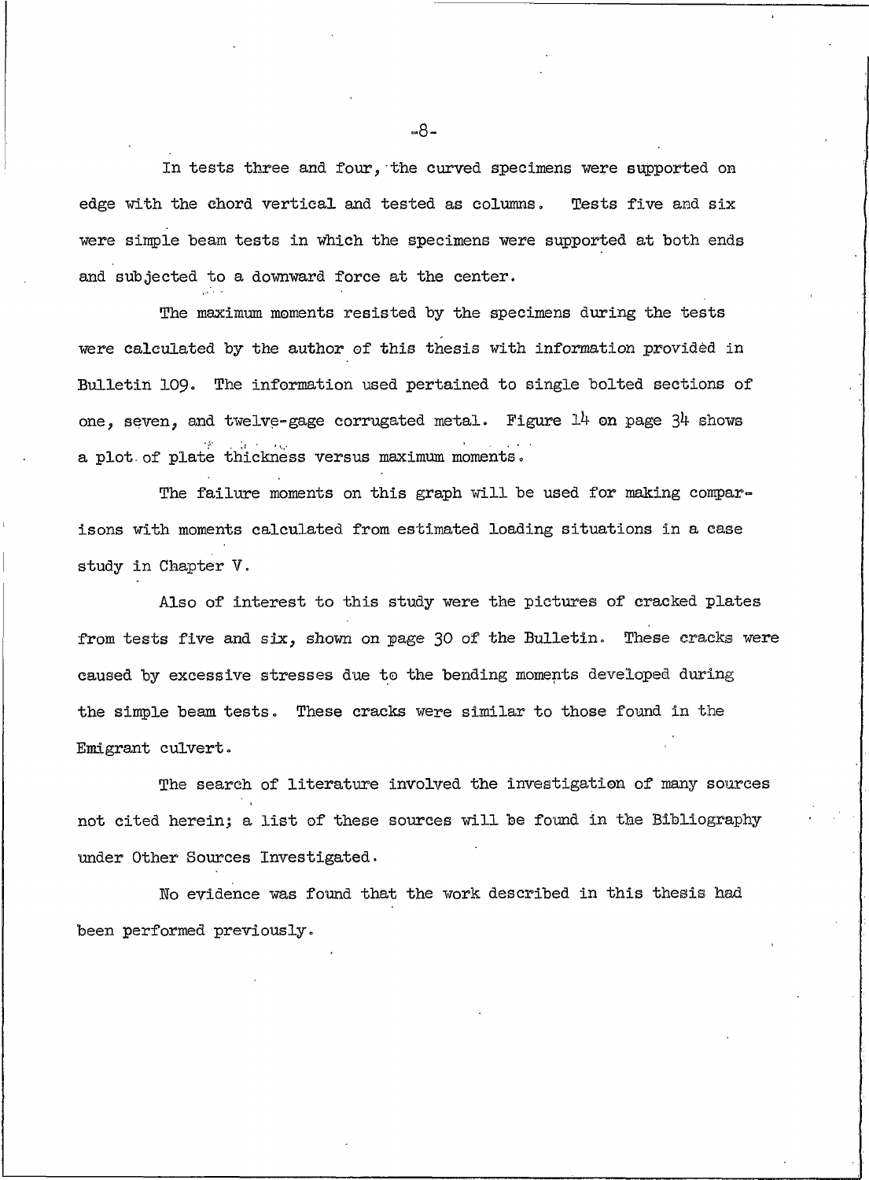In tests three and four, the curved specimens were supported on edge with the chord vertical and tested as columns. Tests five and six were simple beam tests in which the specimens were supported at both ends and subjected to a downward force at the center.

The maximum moments resisted by the specimens during the tests were calculated by the author of this thesis with information provided in Bulletin 109. The information used pertained to single bolted sections of one, seven, and twelve-gage corrugated metal. Figure 14 on page 34 shows a plot of plate thickness versus maximum moments.

The failure moments on this graph will be used for making comparisons with moments calculated from estimated loading situations in a case study in Chapter V.

Also of interest to this study were the pictures of cracked plates from tests five and six, shown on page 30 of the Bulletin. These cracks were caused by excessive stresses due to the bending moments developed during the simple beam tests. These cracks were similar to those found in the Emigrant culvert.

The search of literature involved the investigation of many sources not cited herein; a list of these sources will be found in the Bibliography under Other Sources Investigated.

No evidence was found that the work described in this thesis had been performed previously.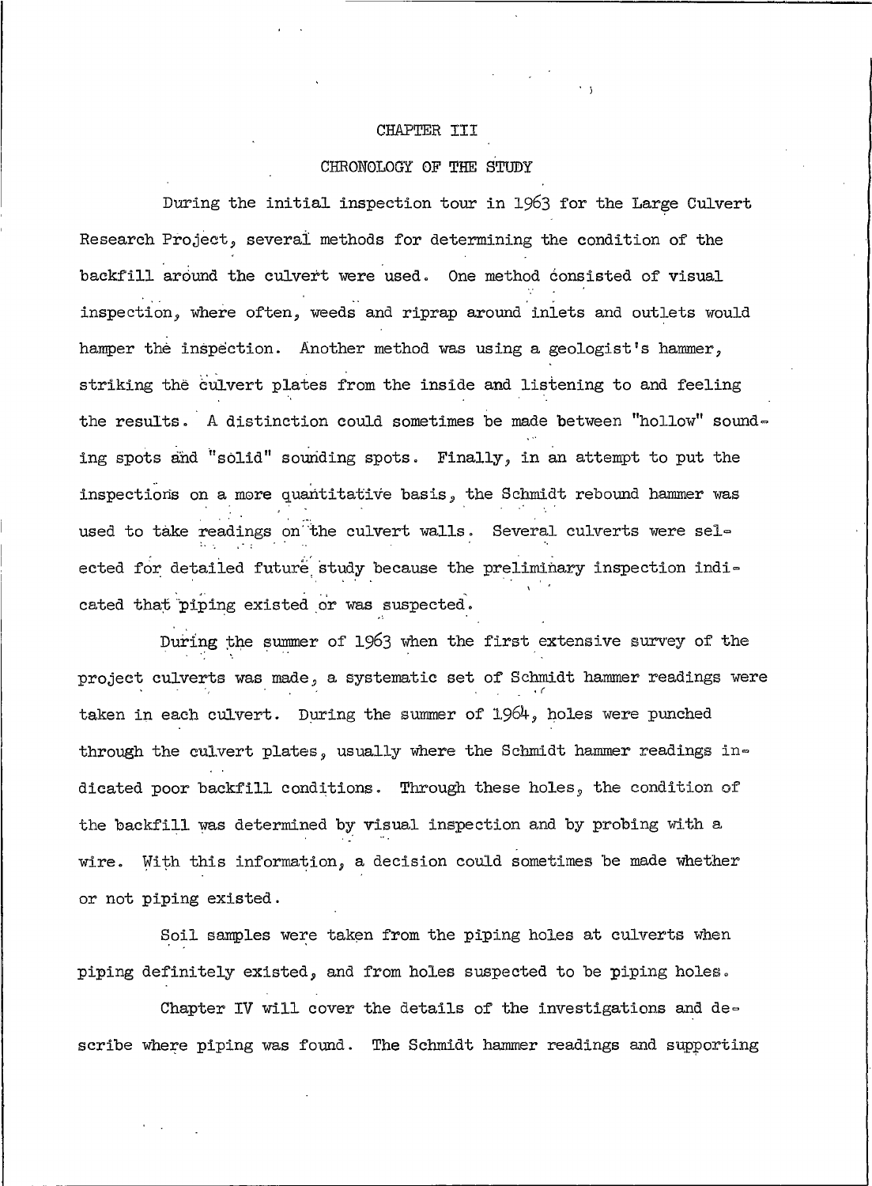# CHAPTER III

## CHRONOLOGY OF THE STUDY

During the initial inspection tour in 1963 for the Large Culvert Research Project, several methods for determining the condition of the backfill around the culvert were used. One method consisted of visual inspection, where often, weeds and riprap around inlets and outlets would hamper the inspection. Another method was using a geologist's hammer, striking the culvert plates from the inside and listening to and feeling the results. A distinction could sometimes be made between "hollow" sounding spots and "solid" sounding spots. Finally, in an attempt to put the inspections on a more quantitative basis, the Schmidt rebound hammer was used to take readings on the culvert walls. Several culverts were selected for detailed future study because the preliminary inspection indicated that piping existed or was suspected.

During the summer of 1963 when the first extensive survey of the project culverts was made, a systematic set of Schmidt hammer readings were taken in each culvert. During the summer of 1964, holes were punched through the culvert plates, usually where the Schmidt hammer readings indicated poor backfill conditions. Through these holes, the condition of the backfill was determined by visual inspection and by probing with a wire. With this information, a decision could sometimes be made whether or not piping existed.

Soil samples were taken from the piping holes at culverts when piping definitely existed, and from holes suspected to be piping holes.

Chapter IV will cover the details of the investigations and describe where piping was found. The Schmidt hammer readings and supporting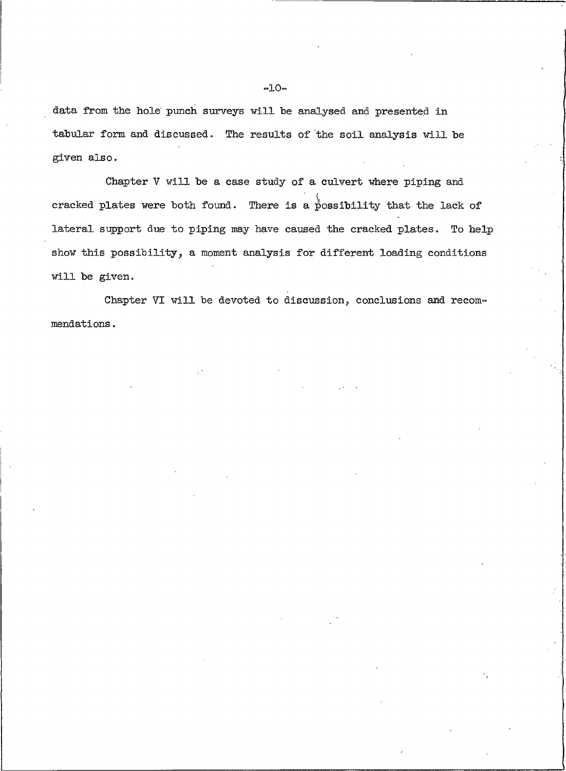data from the hole punch surveys will be analysed and presented in tabular form and discussed. The results of the soil analysis will be given also.

Chapter V will be a case study of a culvert where piping and cracked plates were both found. There is a possibility that the lack of lateral support due to piping may have caused the cracked plates. To help show this possibility, a moment analysis for different loading conditions will be given.

Chapter VI will be devoted to discussion, conclusions and recommendations.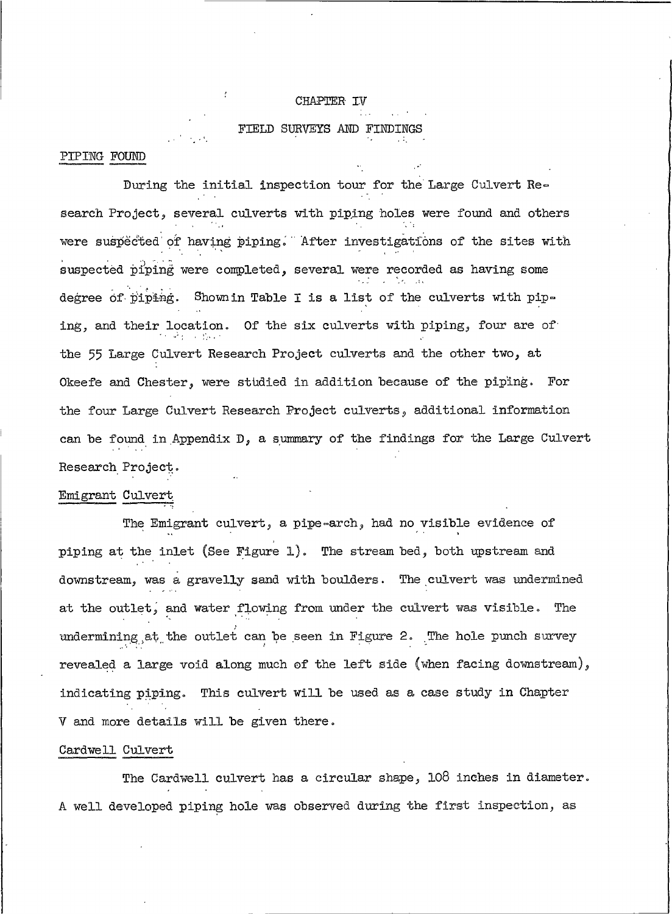# CHAPTER IV

## FIELD SURVEYS AND FINDINGS

### PIPING FOUND

During the initial inspection tour for the Large Culvert Research Project, several culverts with piping holes were found and others were suspected of having piping. After investigations of the sites with suspected piping were completed, several were recorded as having some degree of piping. Shown in Table I is a list of the culverts with piping, and their location. Of the six culverts with piping, four are of the 55 Large Culvert Research Project culverts and the other two, at Okeefe and Chester, were studied in addition because of the piping. For the four Large Culvert Research Project culverts, additional information can be found in Appendix D, a summary of the findings for the Large Culvert Research Project.

### Emigrant Culvert

The Emigrant culvert, a pipe-arch, had no visible evidence of piping at the inlet (See Figure 1). The stream bed, both upstream and downstream, was a gravelly sand with boulders. The culvert was undermined at the outlet, and water flowing from under the culvert was visible. The undermining at the outlet can be seen in Figure 2. The hole punch survey revealed a large void along much of the left side (when facing downstream), indicating piping. This culvert will be used as a case study in Chapter V and more details will be given there.

### Cardwell Culvert

The Cardwell culvert has a circular shape, 108 inches in diameter. A well developed piping hole was observed during the first inspection, as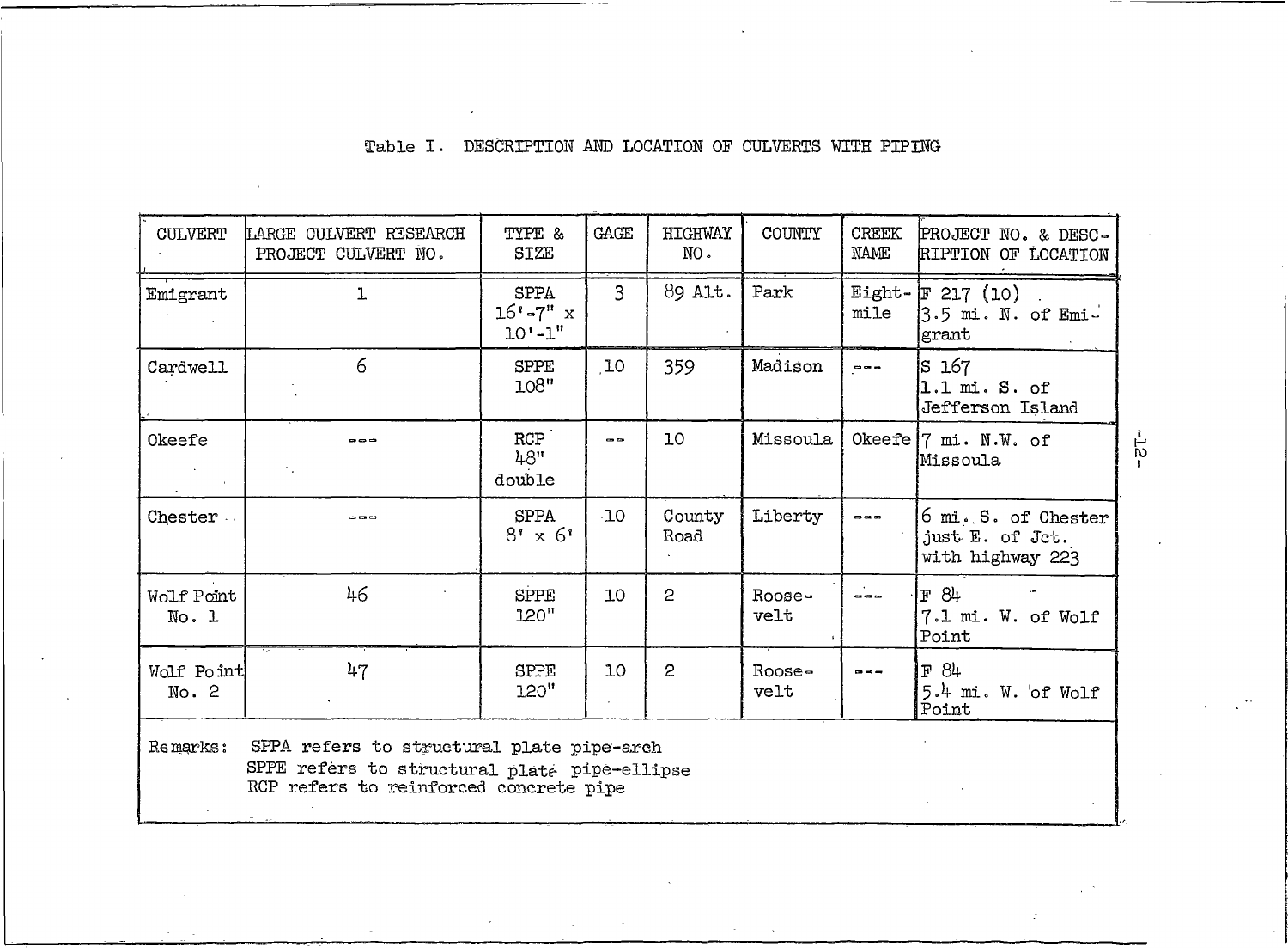Table I. DESCRIPTION AND LOCATION OF CULVERTS WITH PIPING

| CULVERT | LARGE CULVERT RESEARCH PROJECT CULVERT NO. | TYPE & SIZE | GAGE | HIGHWAY NO. | COUNTY | CREEK NAME | PROJECT NO. & DESCRIPTION OF LOCATION |
|---|---|---|---|---|---|---|---|
| Emigrant | 1 | SPPA 16'-7" x 10'-1" | 3 | 89 Alt. | Park | Eight-mile | F 217 (10) 3.5 mi. N. of Emigrant |
| Cardwell | 6 | SPPE 108" | 10 | 359 | Madison | --- | S 167 1.1 mi. S. of Jefferson Island |
| Okeefe | --- | RCP 48" double | -- | 10 | Missoula | Okeefe | 7 mi. N.W. of Missoula |
| Chester | --- | SPPA 8' x 6' | 10 | County Road | Liberty | --- | 6 mi. S. of Chester just E. of Jct. with highway 223 |
| Wolf Point No. 1 | 46 | SPPE 120" | 10 | 2 | Roosevelt | --- | F 84 7.1 mi. W. of Wolf Point |
| Wolf Point No. 2 | 47 | SPPE 120" | 10 | 2 | Roosevelt | --- | F 84 5.4 mi. W. of Wolf Point |

Remarks: SPPA refers to structural plate pipe-arch
SPPE refers to structural plate pipe-ellipse
RCP refers to reinforced concrete pipe